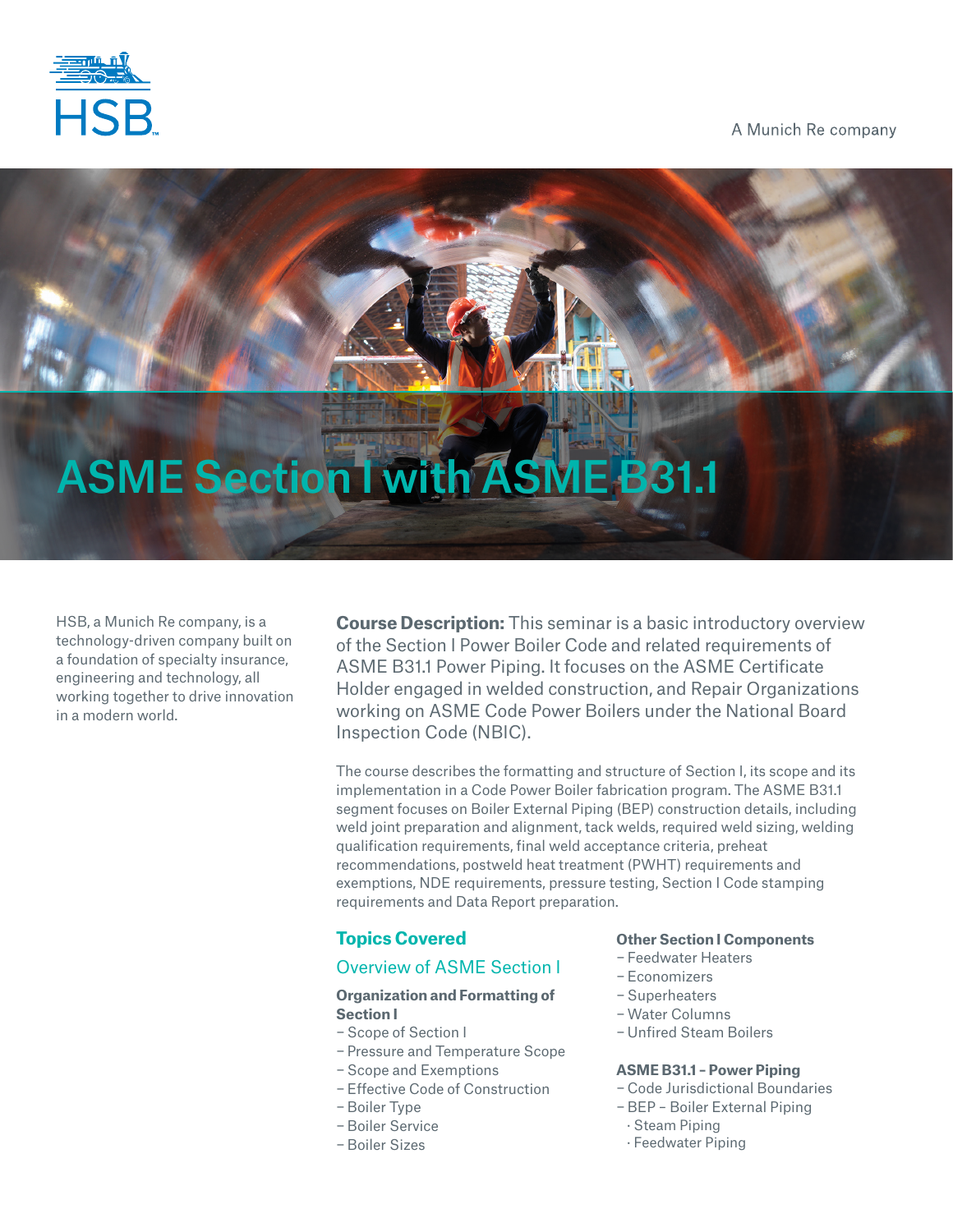HSB

A Munich Re company

# ASME Section I with ASME B31.1

HSB, a Munich Re company, is a technology-driven company built on a foundation of specialty insurance, engineering and technology, all working together to drive innovation in a modern world.

**Course Description:** This seminar is a basic introductory overview of the Section I Power Boiler Code and related requirements of ASME B31.1 Power Piping. It focuses on the ASME Certificate Holder engaged in welded construction, and Repair Organizations working on ASME Code Power Boilers under the National Board Inspection Code (NBIC).

The course describes the formatting and structure of Section I, its scope and its implementation in a Code Power Boiler fabrication program. The ASME B31.1 segment focuses on Boiler External Piping (BEP) construction details, including weld joint preparation and alignment, tack welds, required weld sizing, welding qualification requirements, final weld acceptance criteria, preheat recommendations, postweld heat treatment (PWHT) requirements and exemptions, NDE requirements, pressure testing, Section I Code stamping requirements and Data Report preparation.

## Topics Covered

### Overview of ASME Section I

**Organization and Formatting of Section I**

- Scope of Section I
- Pressure and Temperature Scope
- Scope and Exemptions
- Effective Code of Construction
- Boiler Type
- Boiler Service
- Boiler Sizes

**Other Section I Components**

- Feedwater Heaters
- Economizers
- Superheaters
- Water Columns
- Unfired Steam Boilers

**ASME B31.1 – Power Piping**

- Code Jurisdictional Boundaries
- BEP – Boiler External Piping
  - Steam Piping
  - Feedwater Piping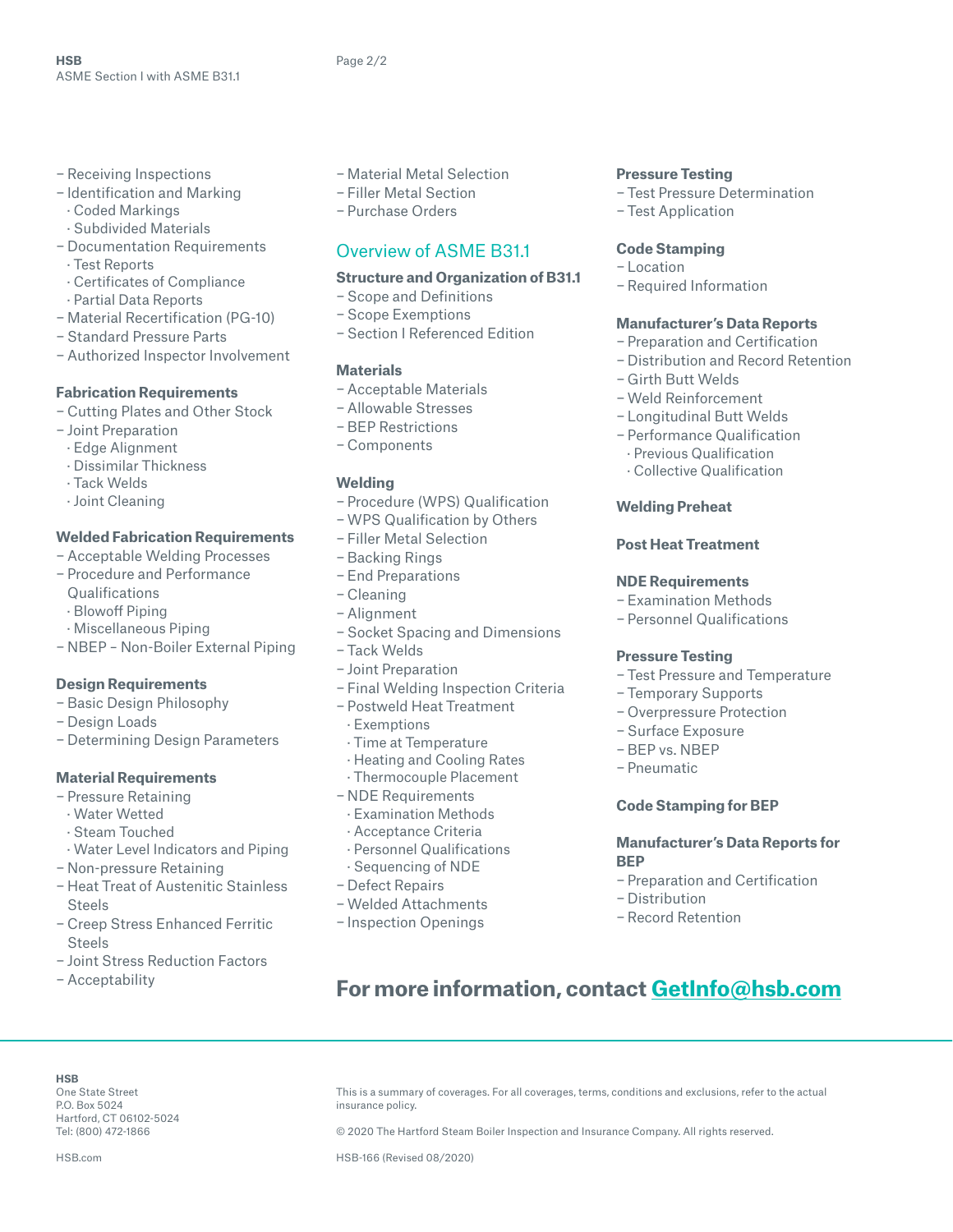- Receiving Inspections
- Identification and Marking
  - Coded Markings
  - Subdivided Materials
- Documentation Requirements
  - Test Reports
  - Certificates of Compliance
  - Partial Data Reports
- Material Recertification (PG-10)
- Standard Pressure Parts
- Authorized Inspector Involvement

**Fabrication Requirements**
- Cutting Plates and Other Stock
- Joint Preparation
  - Edge Alignment
  - Dissimilar Thickness
  - Tack Welds
  - Joint Cleaning

**Welded Fabrication Requirements**
- Acceptable Welding Processes
- Procedure and Performance Qualifications
  - Blowoff Piping
  - Miscellaneous Piping
- NBEP – Non-Boiler External Piping

**Design Requirements**
- Basic Design Philosophy
- Design Loads
- Determining Design Parameters

**Material Requirements**
- Pressure Retaining
  - Water Wetted
  - Steam Touched
  - Water Level Indicators and Piping
- Non-pressure Retaining
- Heat Treat of Austenitic Stainless Steels
- Creep Stress Enhanced Ferritic Steels
- Joint Stress Reduction Factors
- Acceptability
- Material Metal Selection
- Filler Metal Section
- Purchase Orders

## Overview of ASME B31.1

**Structure and Organization of B31.1**
- Scope and Definitions
- Scope Exemptions
- Section I Referenced Edition

**Materials**
- Acceptable Materials
- Allowable Stresses
- BEP Restrictions
- Components

**Welding**
- Procedure (WPS) Qualification
- WPS Qualification by Others
- Filler Metal Selection
- Backing Rings
- End Preparations
- Cleaning
- Alignment
- Socket Spacing and Dimensions
- Tack Welds
- Joint Preparation
- Final Welding Inspection Criteria
- Postweld Heat Treatment
  - Exemptions
  - Time at Temperature
  - Heating and Cooling Rates
  - Thermocouple Placement
- NDE Requirements
  - Examination Methods
  - Acceptance Criteria
  - Personnel Qualifications
  - Sequencing of NDE
- Defect Repairs
- Welded Attachments
- Inspection Openings

**Pressure Testing**
- Test Pressure Determination
- Test Application

**Code Stamping**
- Location
- Required Information

**Manufacturer's Data Reports**
- Preparation and Certification
- Distribution and Record Retention
- Girth Butt Welds
- Weld Reinforcement
- Longitudinal Butt Welds
- Performance Qualification
  - Previous Qualification
  - Collective Qualification

**Welding Preheat**

**Post Heat Treatment**

**NDE Requirements**
- Examination Methods
- Personnel Qualifications

**Pressure Testing**
- Test Pressure and Temperature
- Temporary Supports
- Overpressure Protection
- Surface Exposure
- BEP vs. NBEP
- Pneumatic

**Code Stamping for BEP**

**Manufacturer's Data Reports for BEP**
- Preparation and Certification
- Distribution
- Record Retention

## For more information, contact GetInfo@hsb.com

**HSB**
One State Street
P.O. Box 5024
Hartford, CT 06102-5024
Tel: (800) 472-1866

HSB.com

This is a summary of coverages. For all coverages, terms, conditions and exclusions, refer to the actual insurance policy.

© 2020 The Hartford Steam Boiler Inspection and Insurance Company. All rights reserved.

HSB-166 (Revised 08/2020)